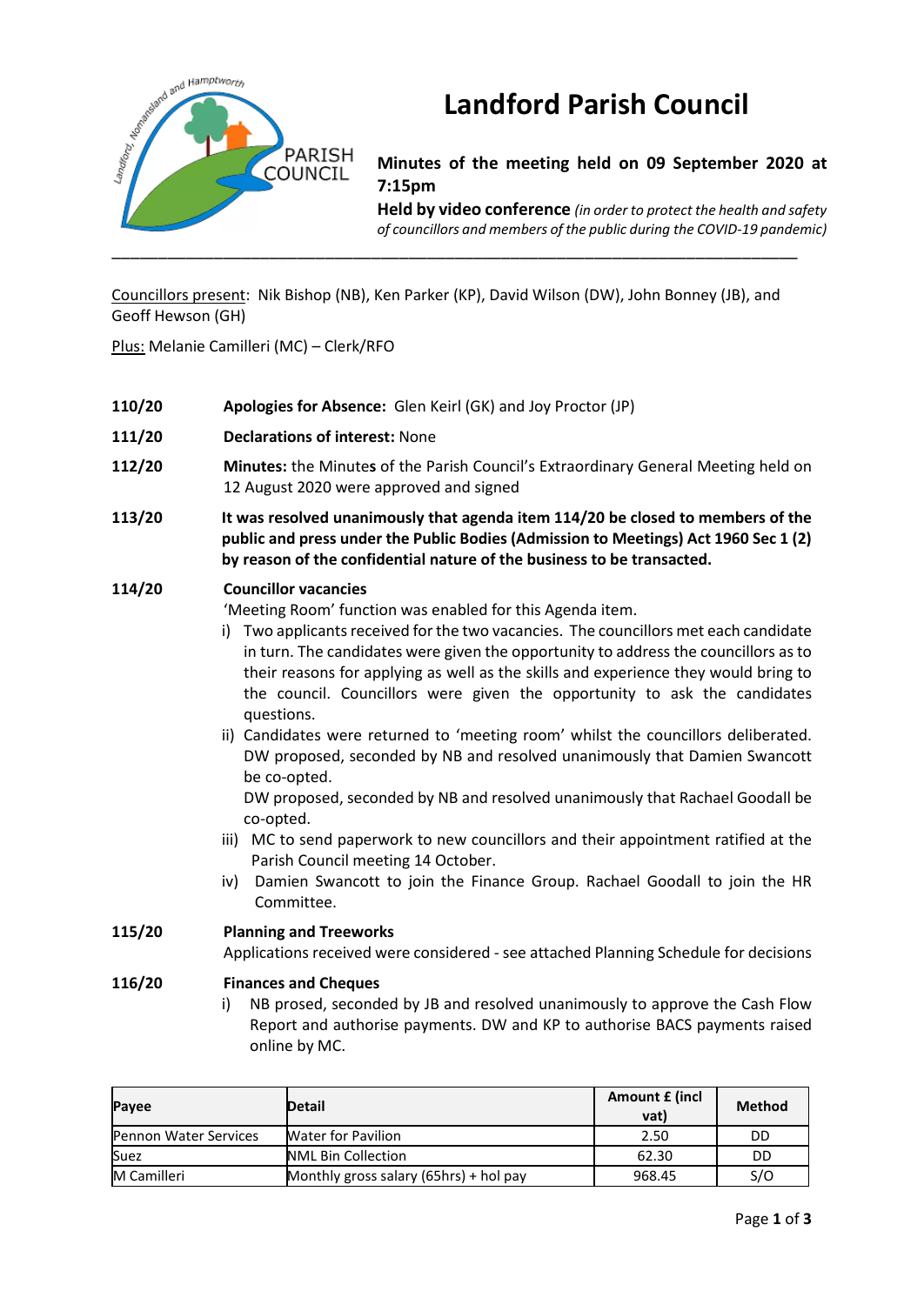# Landford Parish Council

**Minutes of the meeting held on 09 September 2020 at 7:15pm**

**Held by video conference** *(in order to protect the health and safety of councillors and members of the public during the COVID-19 pandemic)*

---

Councillors present: Nik Bishop (NB), Ken Parker (KP), David Wilson (DW), John Bonney (JB), and Geoff Hewson (GH)

Plus: Melanie Camilleri (MC) – Clerk/RFO

**110/20** **Apologies for Absence:** Glen Keirl (GK) and Joy Proctor (JP)

**111/20** **Declarations of interest:** None

**112/20** **Minutes:** the Minutes of the Parish Council's Extraordinary General Meeting held on 12 August 2020 were approved and signed

**113/20** **It was resolved unanimously that agenda item 114/20 be closed to members of the public and press under the Public Bodies (Admission to Meetings) Act 1960 Sec 1 (2) by reason of the confidential nature of the business to be transacted.**

**114/20** **Councillor vacancies**

'Meeting Room' function was enabled for this Agenda item.

i) Two applicants received for the two vacancies. The councillors met each candidate in turn. The candidates were given the opportunity to address the councillors as to their reasons for applying as well as the skills and experience they would bring to the council. Councillors were given the opportunity to ask the candidates questions.

ii) Candidates were returned to 'meeting room' whilst the councillors deliberated. DW proposed, seconded by NB and resolved unanimously that Damien Swancott be co-opted.
DW proposed, seconded by NB and resolved unanimously that Rachael Goodall be co-opted.

iii) MC to send paperwork to new councillors and their appointment ratified at the Parish Council meeting 14 October.

iv) Damien Swancott to join the Finance Group. Rachael Goodall to join the HR Committee.

**115/20** **Planning and Treeworks**

Applications received were considered - see attached Planning Schedule for decisions

**116/20** **Finances and Cheques**

i) NB prosed, seconded by JB and resolved unanimously to approve the Cash Flow Report and authorise payments. DW and KP to authorise BACS payments raised online by MC.

| Payee | Detail | Amount £ (incl vat) | Method |
|---|---|---|---|
| Pennon Water Services | Water for Pavilion | 2.50 | DD |
| Suez | NML Bin Collection | 62.30 | DD |
| M Camilleri | Monthly gross salary (65hrs) + hol pay | 968.45 | S/O |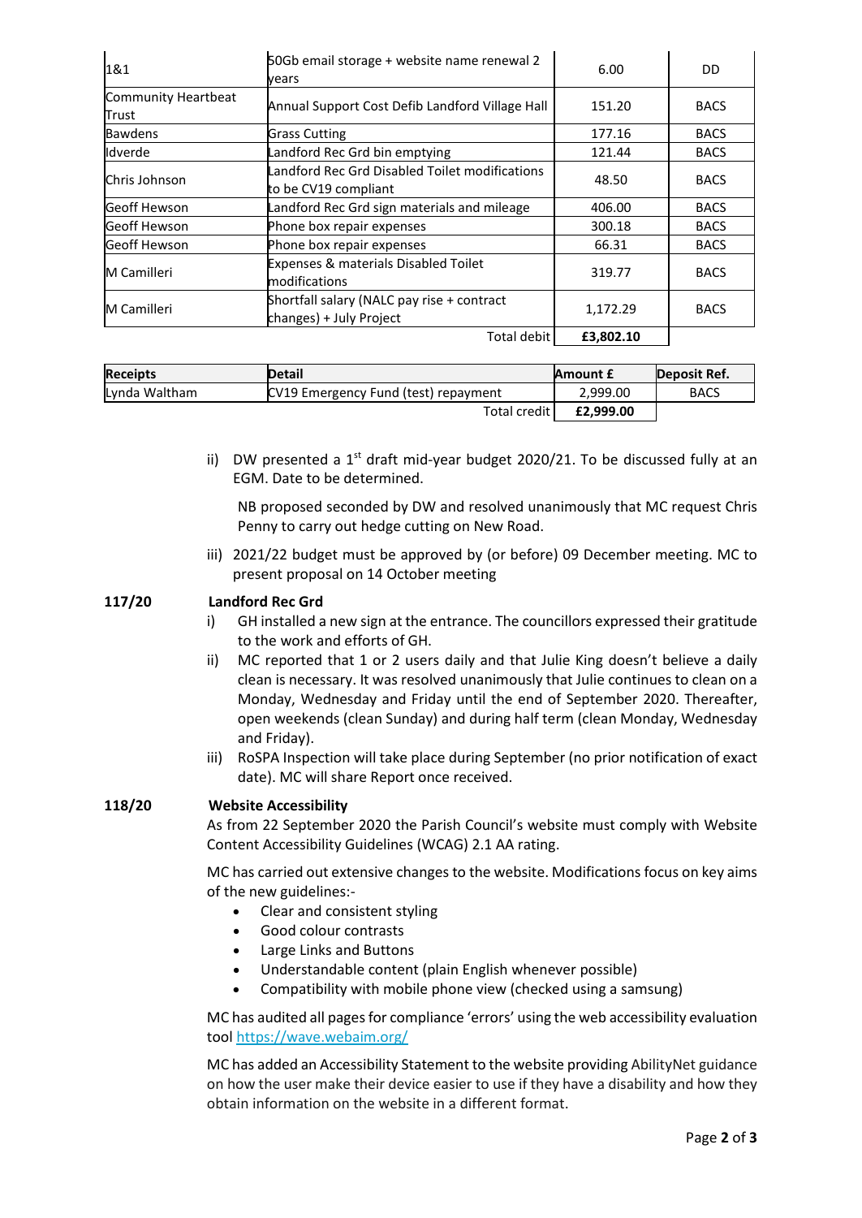| | | | |
|---|---|---|---|
| 1&1 | 50Gb email storage + website name renewal 2 years | 6.00 | DD |
| Community Heartbeat Trust | Annual Support Cost Defib Landford Village Hall | 151.20 | BACS |
| Bawdens | Grass Cutting | 177.16 | BACS |
| Idverde | Landford Rec Grd bin emptying | 121.44 | BACS |
| Chris Johnson | Landford Rec Grd Disabled Toilet modifications to be CV19 compliant | 48.50 | BACS |
| Geoff Hewson | Landford Rec Grd sign materials and mileage | 406.00 | BACS |
| Geoff Hewson | Phone box repair expenses | 300.18 | BACS |
| Geoff Hewson | Phone box repair expenses | 66.31 | BACS |
| M Camilleri | Expenses & materials Disabled Toilet modifications | 319.77 | BACS |
| M Camilleri | Shortfall salary (NALC pay rise + contract changes) + July Project | 1,172.29 | BACS |
| | Total debit | **£3,802.10** | |

| **Receipts** | **Detail** | **Amount £** | **Deposit Ref.** |
|---|---|---|---|
| Lynda Waltham | CV19 Emergency Fund (test) repayment | 2,999.00 | BACS |
| | Total credit | **£2,999.00** | |

ii) DW presented a 1st draft mid-year budget 2020/21. To be discussed fully at an EGM. Date to be determined.

NB proposed seconded by DW and resolved unanimously that MC request Chris Penny to carry out hedge cutting on New Road.

iii) 2021/22 budget must be approved by (or before) 09 December meeting. MC to present proposal on 14 October meeting

**117/20 Landford Rec Grd**

i) GH installed a new sign at the entrance. The councillors expressed their gratitude to the work and efforts of GH.

ii) MC reported that 1 or 2 users daily and that Julie King doesn't believe a daily clean is necessary. It was resolved unanimously that Julie continues to clean on a Monday, Wednesday and Friday until the end of September 2020. Thereafter, open weekends (clean Sunday) and during half term (clean Monday, Wednesday and Friday).

iii) RoSPA Inspection will take place during September (no prior notification of exact date). MC will share Report once received.

**118/20 Website Accessibility**

As from 22 September 2020 the Parish Council's website must comply with Website Content Accessibility Guidelines (WCAG) 2.1 AA rating.

MC has carried out extensive changes to the website. Modifications focus on key aims of the new guidelines:-

- Clear and consistent styling
- Good colour contrasts
- Large Links and Buttons
- Understandable content (plain English whenever possible)
- Compatibility with mobile phone view (checked using a samsung)

MC has audited all pages for compliance 'errors' using the web accessibility evaluation tool https://wave.webaim.org/

MC has added an Accessibility Statement to the website providing AbilityNet guidance on how the user make their device easier to use if they have a disability and how they obtain information on the website in a different format.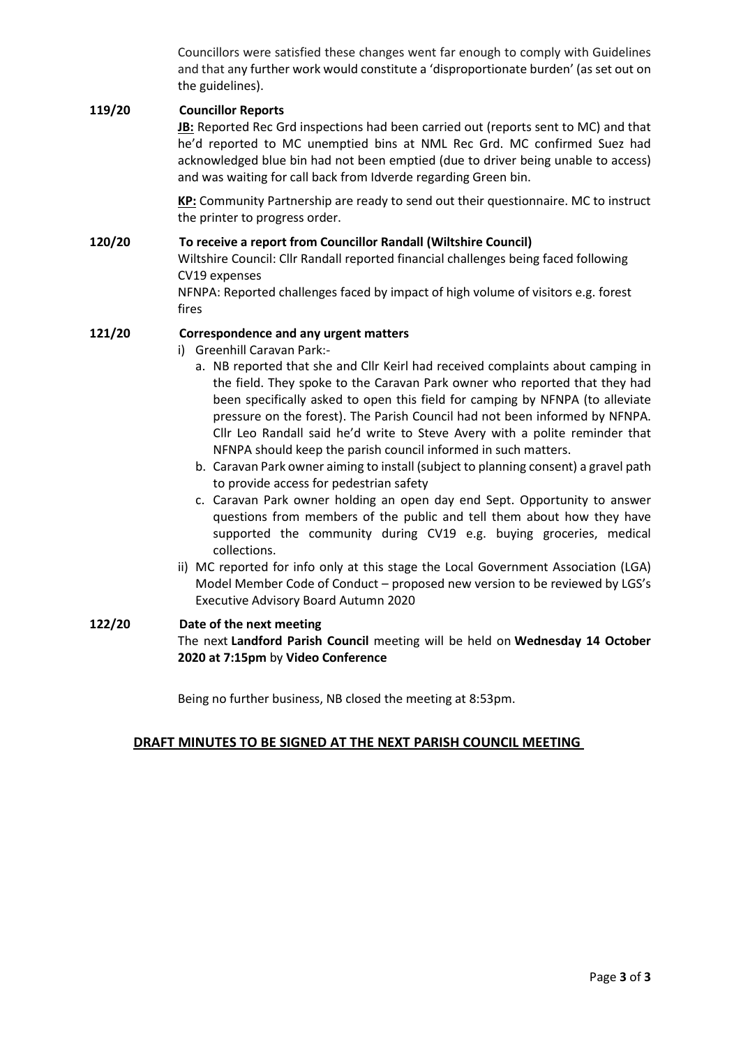Councillors were satisfied these changes went far enough to comply with Guidelines and that any further work would constitute a 'disproportionate burden' (as set out on the guidelines).

**119/20 Councillor Reports**

**JB:** Reported Rec Grd inspections had been carried out (reports sent to MC) and that he'd reported to MC unemptied bins at NML Rec Grd. MC confirmed Suez had acknowledged blue bin had not been emptied (due to driver being unable to access) and was waiting for call back from Idverde regarding Green bin.

**KP:** Community Partnership are ready to send out their questionnaire. MC to instruct the printer to progress order.

**120/20 To receive a report from Councillor Randall (Wiltshire Council)**

Wiltshire Council: Cllr Randall reported financial challenges being faced following CV19 expenses

NFNPA: Reported challenges faced by impact of high volume of visitors e.g. forest fires

**121/20 Correspondence and any urgent matters**

i) Greenhill Caravan Park:-
   a. NB reported that she and Cllr Keirl had received complaints about camping in the field. They spoke to the Caravan Park owner who reported that they had been specifically asked to open this field for camping by NFNPA (to alleviate pressure on the forest). The Parish Council had not been informed by NFNPA. Cllr Leo Randall said he'd write to Steve Avery with a polite reminder that NFNPA should keep the parish council informed in such matters.
   b. Caravan Park owner aiming to install (subject to planning consent) a gravel path to provide access for pedestrian safety
   c. Caravan Park owner holding an open day end Sept. Opportunity to answer questions from members of the public and tell them about how they have supported the community during CV19 e.g. buying groceries, medical collections.
ii) MC reported for info only at this stage the Local Government Association (LGA) Model Member Code of Conduct – proposed new version to be reviewed by LGS's Executive Advisory Board Autumn 2020

**122/20 Date of the next meeting**

The next **Landford Parish Council** meeting will be held on **Wednesday 14 October 2020 at 7:15pm** by **Video Conference**

Being no further business, NB closed the meeting at 8:53pm.

**DRAFT MINUTES TO BE SIGNED AT THE NEXT PARISH COUNCIL MEETING**